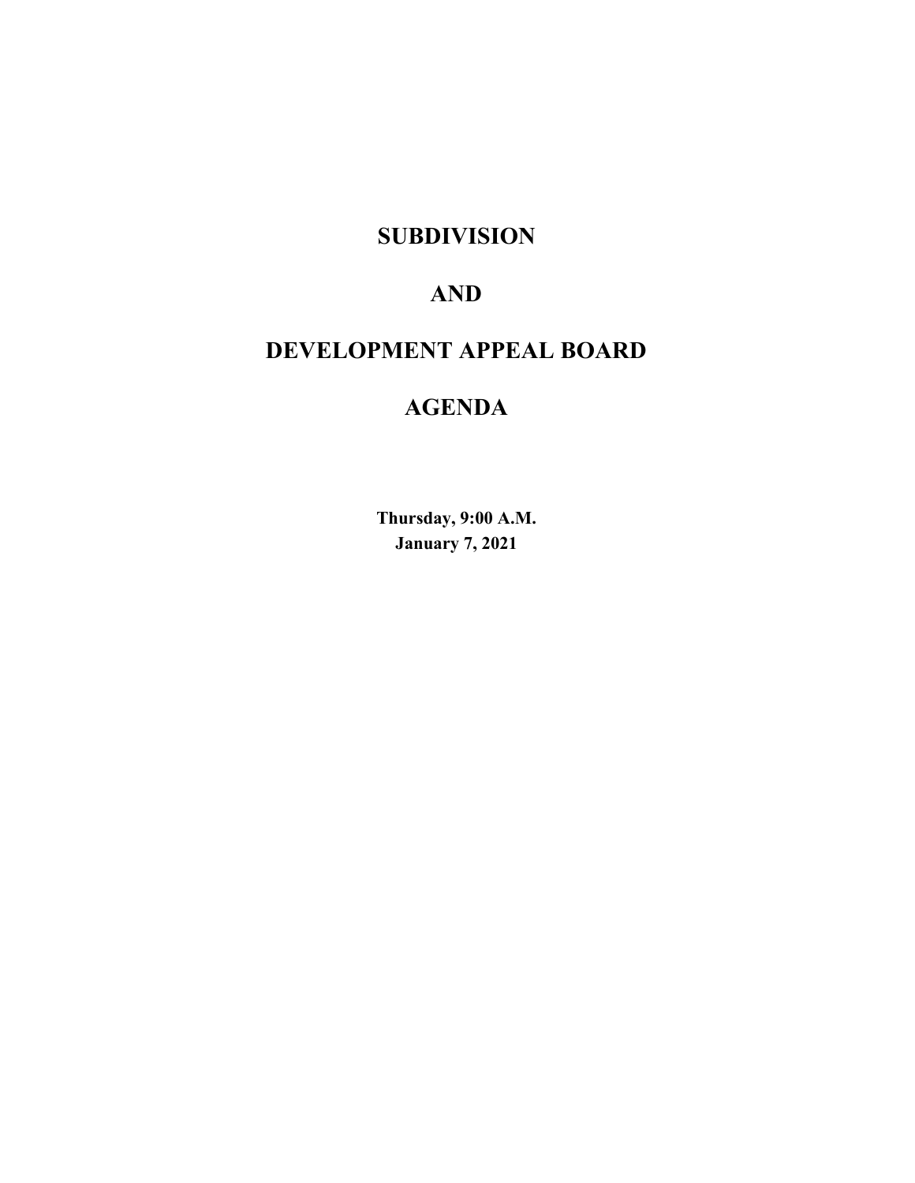# SUBDIVISION

# AND

# DEVELOPMENT APPEAL BOARD

# AGENDA

**Thursday, 9:00 A.M.**
**January 7, 2021**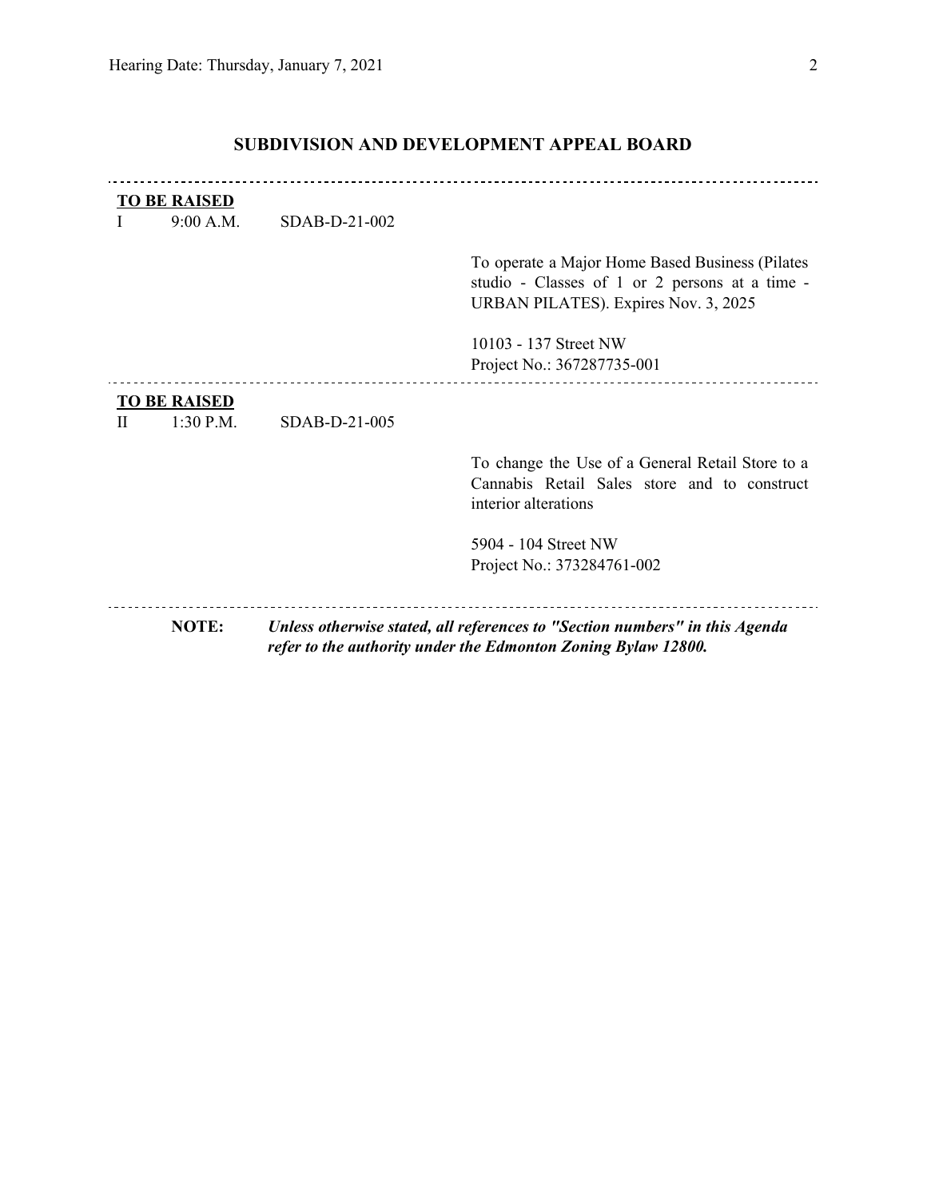## SUBDIVISION AND DEVELOPMENT APPEAL BOARD

---

**TO BE RAISED**

I 9:00 A.M. SDAB-D-21-002

To operate a Major Home Based Business (Pilates studio - Classes of 1 or 2 persons at a time - URBAN PILATES). Expires Nov. 3, 2025

10103 - 137 Street NW
Project No.: 367287735-001

---

**TO BE RAISED**

II 1:30 P.M. SDAB-D-21-005

To change the Use of a General Retail Store to a Cannabis Retail Sales store and to construct interior alterations

5904 - 104 Street NW
Project No.: 373284761-002

---

**NOTE:** ***Unless otherwise stated, all references to "Section numbers" in this Agenda refer to the authority under the Edmonton Zoning Bylaw 12800.***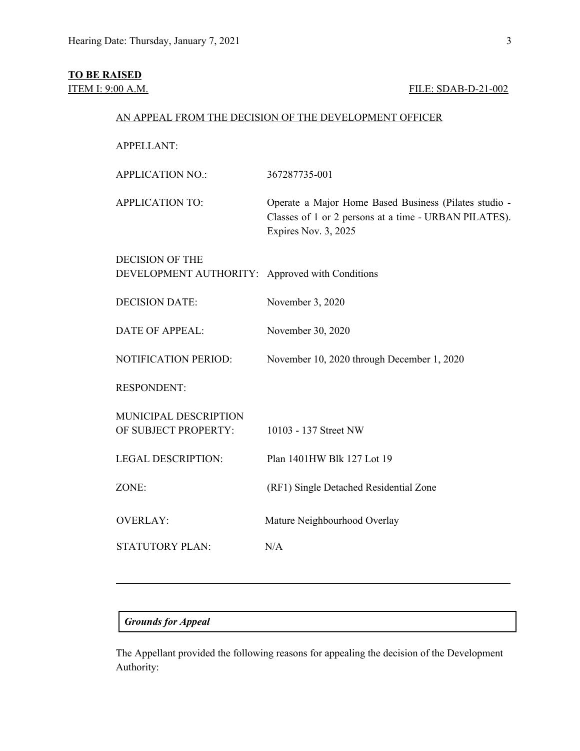**TO BE RAISED**

ITEM I: 9:00 A.M. FILE: SDAB-D-21-002

AN APPEAL FROM THE DECISION OF THE DEVELOPMENT OFFICER

| | |
|---|---|
| APPELLANT: | |
| APPLICATION NO.: | 367287735-001 |
| APPLICATION TO: | Operate a Major Home Based Business (Pilates studio - Classes of 1 or 2 persons at a time - URBAN PILATES). Expires Nov. 3, 2025 |
| DECISION OF THE DEVELOPMENT AUTHORITY: | Approved with Conditions |
| DECISION DATE: | November 3, 2020 |
| DATE OF APPEAL: | November 30, 2020 |
| NOTIFICATION PERIOD: | November 10, 2020 through December 1, 2020 |
| RESPONDENT: | |
| MUNICIPAL DESCRIPTION OF SUBJECT PROPERTY: | 10103 - 137 Street NW |
| LEGAL DESCRIPTION: | Plan 1401HW Blk 127 Lot 19 |
| ZONE: | (RF1) Single Detached Residential Zone |
| OVERLAY: | Mature Neighbourhood Overlay |
| STATUTORY PLAN: | N/A |

---

***Grounds for Appeal***

The Appellant provided the following reasons for appealing the decision of the Development Authority: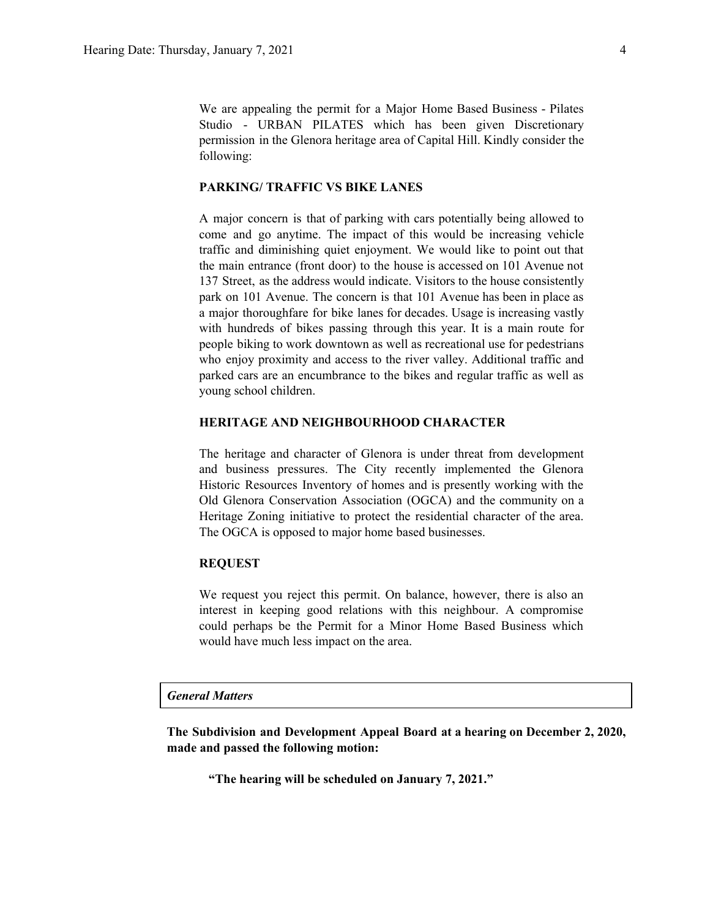We are appealing the permit for a Major Home Based Business - Pilates Studio - URBAN PILATES which has been given Discretionary permission in the Glenora heritage area of Capital Hill. Kindly consider the following:

**PARKING/ TRAFFIC VS BIKE LANES**

A major concern is that of parking with cars potentially being allowed to come and go anytime. The impact of this would be increasing vehicle traffic and diminishing quiet enjoyment. We would like to point out that the main entrance (front door) to the house is accessed on 101 Avenue not 137 Street, as the address would indicate. Visitors to the house consistently park on 101 Avenue. The concern is that 101 Avenue has been in place as a major thoroughfare for bike lanes for decades. Usage is increasing vastly with hundreds of bikes passing through this year. It is a main route for people biking to work downtown as well as recreational use for pedestrians who enjoy proximity and access to the river valley. Additional traffic and parked cars are an encumbrance to the bikes and regular traffic as well as young school children.

**HERITAGE AND NEIGHBOURHOOD CHARACTER**

The heritage and character of Glenora is under threat from development and business pressures. The City recently implemented the Glenora Historic Resources Inventory of homes and is presently working with the Old Glenora Conservation Association (OGCA) and the community on a Heritage Zoning initiative to protect the residential character of the area. The OGCA is opposed to major home based businesses.

**REQUEST**

We request you reject this permit. On balance, however, there is also an interest in keeping good relations with this neighbour. A compromise could perhaps be the Permit for a Minor Home Based Business which would have much less impact on the area.

***General Matters***

**The Subdivision and Development Appeal Board at a hearing on December 2, 2020, made and passed the following motion:**

> **"The hearing will be scheduled on January 7, 2021."**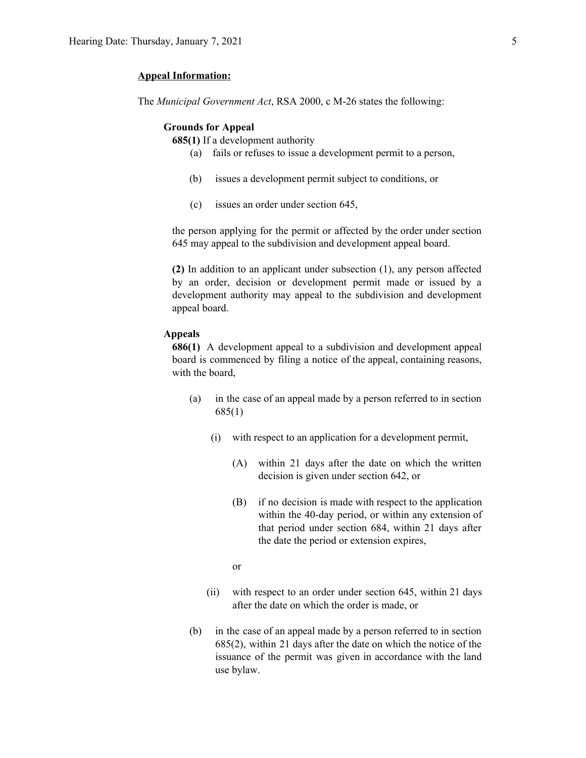**Appeal Information:**

The *Municipal Government Act*, RSA 2000, c M-26 states the following:

**Grounds for Appeal**

**685(1)** If a development authority

- (a) fails or refuses to issue a development permit to a person,
- (b) issues a development permit subject to conditions, or
- (c) issues an order under section 645,

the person applying for the permit or affected by the order under section 645 may appeal to the subdivision and development appeal board.

**(2)** In addition to an applicant under subsection (1), any person affected by an order, decision or development permit made or issued by a development authority may appeal to the subdivision and development appeal board.

**Appeals**

**686(1)** A development appeal to a subdivision and development appeal board is commenced by filing a notice of the appeal, containing reasons, with the board,

- (a) in the case of an appeal made by a person referred to in section 685(1)
  - (i) with respect to an application for a development permit,
    - (A) within 21 days after the date on which the written decision is given under section 642, or
    - (B) if no decision is made with respect to the application within the 40-day period, or within any extension of that period under section 684, within 21 days after the date the period or extension expires,

    or
  - (ii) with respect to an order under section 645, within 21 days after the date on which the order is made, or
- (b) in the case of an appeal made by a person referred to in section 685(2), within 21 days after the date on which the notice of the issuance of the permit was given in accordance with the land use bylaw.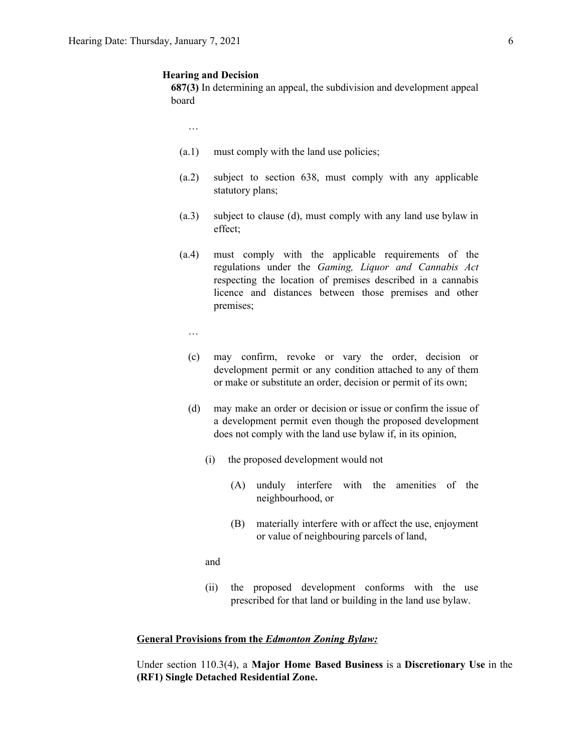**Hearing and Decision**

**687(3)** In determining an appeal, the subdivision and development appeal board

…

(a.1) must comply with the land use policies;

(a.2) subject to section 638, must comply with any applicable statutory plans;

(a.3) subject to clause (d), must comply with any land use bylaw in effect;

(a.4) must comply with the applicable requirements of the regulations under the *Gaming, Liquor and Cannabis Act* respecting the location of premises described in a cannabis licence and distances between those premises and other premises;

…

(c) may confirm, revoke or vary the order, decision or development permit or any condition attached to any of them or make or substitute an order, decision or permit of its own;

(d) may make an order or decision or issue or confirm the issue of a development permit even though the proposed development does not comply with the land use bylaw if, in its opinion,

(i) the proposed development would not

(A) unduly interfere with the amenities of the neighbourhood, or

(B) materially interfere with or affect the use, enjoyment or value of neighbouring parcels of land,

and

(ii) the proposed development conforms with the use prescribed for that land or building in the land use bylaw.

**General Provisions from the *Edmonton Zoning Bylaw:***

Under section 110.3(4), a **Major Home Based Business** is a **Discretionary Use** in the **(RF1) Single Detached Residential Zone.**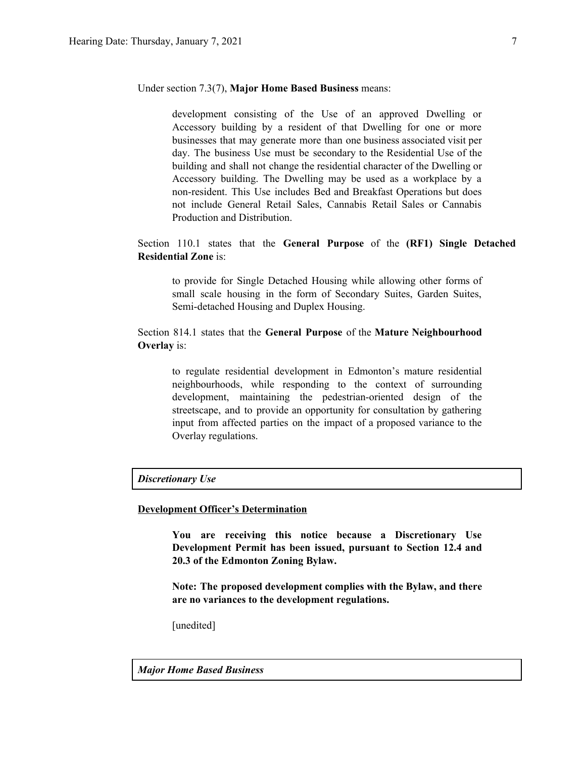Under section 7.3(7), **Major Home Based Business** means:

> development consisting of the Use of an approved Dwelling or Accessory building by a resident of that Dwelling for one or more businesses that may generate more than one business associated visit per day. The business Use must be secondary to the Residential Use of the building and shall not change the residential character of the Dwelling or Accessory building. The Dwelling may be used as a workplace by a non-resident. This Use includes Bed and Breakfast Operations but does not include General Retail Sales, Cannabis Retail Sales or Cannabis Production and Distribution.

Section 110.1 states that the **General Purpose** of the **(RF1) Single Detached Residential Zone** is:

> to provide for Single Detached Housing while allowing other forms of small scale housing in the form of Secondary Suites, Garden Suites, Semi-detached Housing and Duplex Housing.

Section 814.1 states that the **General Purpose** of the **Mature Neighbourhood Overlay** is:

> to regulate residential development in Edmonton's mature residential neighbourhoods, while responding to the context of surrounding development, maintaining the pedestrian-oriented design of the streetscape, and to provide an opportunity for consultation by gathering input from affected parties on the impact of a proposed variance to the Overlay regulations.

***Discretionary Use***

**Development Officer's Determination**

> **You are receiving this notice because a Discretionary Use Development Permit has been issued, pursuant to Section 12.4 and 20.3 of the Edmonton Zoning Bylaw.**
>
> **Note: The proposed development complies with the Bylaw, and there are no variances to the development regulations.**
>
> [unedited]

***Major Home Based Business***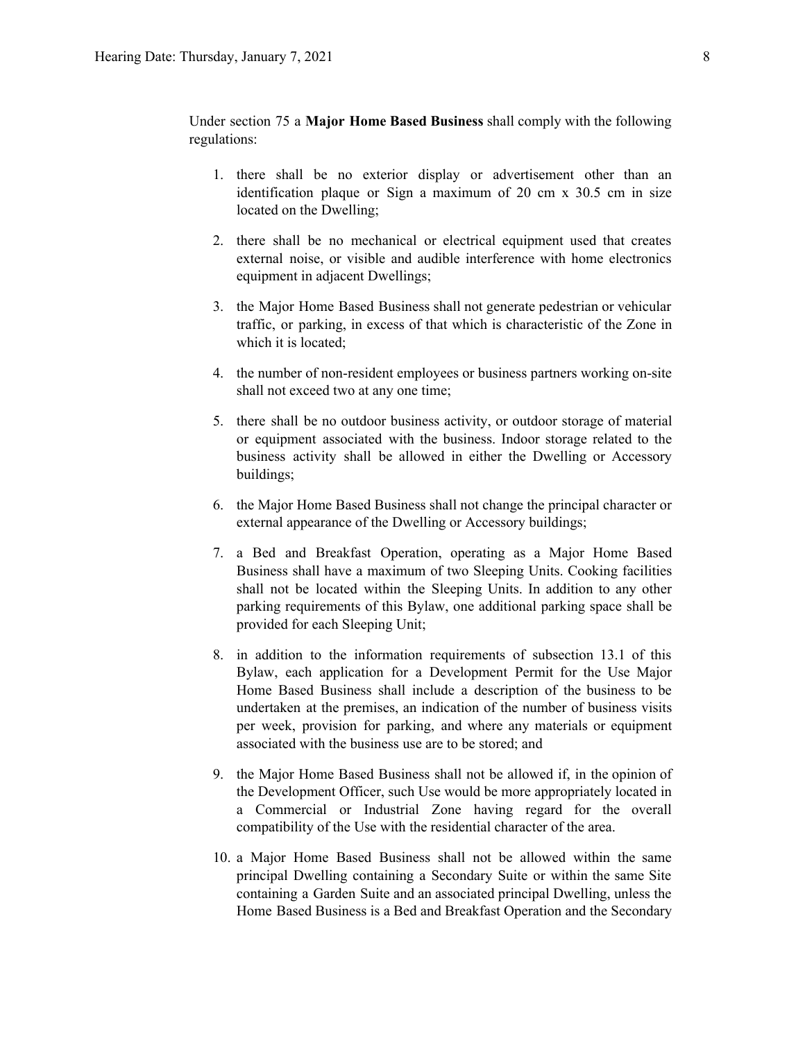Under section 75 a **Major Home Based Business** shall comply with the following regulations:

1. there shall be no exterior display or advertisement other than an identification plaque or Sign a maximum of 20 cm x 30.5 cm in size located on the Dwelling;

2. there shall be no mechanical or electrical equipment used that creates external noise, or visible and audible interference with home electronics equipment in adjacent Dwellings;

3. the Major Home Based Business shall not generate pedestrian or vehicular traffic, or parking, in excess of that which is characteristic of the Zone in which it is located;

4. the number of non-resident employees or business partners working on-site shall not exceed two at any one time;

5. there shall be no outdoor business activity, or outdoor storage of material or equipment associated with the business. Indoor storage related to the business activity shall be allowed in either the Dwelling or Accessory buildings;

6. the Major Home Based Business shall not change the principal character or external appearance of the Dwelling or Accessory buildings;

7. a Bed and Breakfast Operation, operating as a Major Home Based Business shall have a maximum of two Sleeping Units. Cooking facilities shall not be located within the Sleeping Units. In addition to any other parking requirements of this Bylaw, one additional parking space shall be provided for each Sleeping Unit;

8. in addition to the information requirements of subsection 13.1 of this Bylaw, each application for a Development Permit for the Use Major Home Based Business shall include a description of the business to be undertaken at the premises, an indication of the number of business visits per week, provision for parking, and where any materials or equipment associated with the business use are to be stored; and

9. the Major Home Based Business shall not be allowed if, in the opinion of the Development Officer, such Use would be more appropriately located in a Commercial or Industrial Zone having regard for the overall compatibility of the Use with the residential character of the area.

10. a Major Home Based Business shall not be allowed within the same principal Dwelling containing a Secondary Suite or within the same Site containing a Garden Suite and an associated principal Dwelling, unless the Home Based Business is a Bed and Breakfast Operation and the Secondary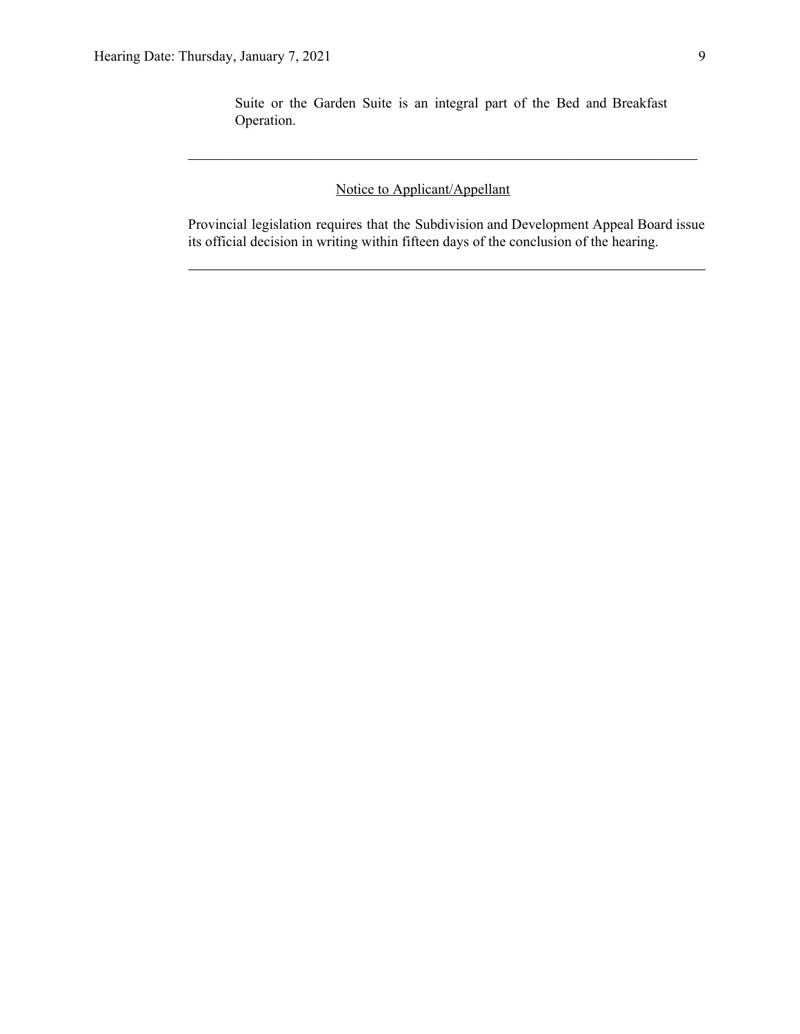Suite or the Garden Suite is an integral part of the Bed and Breakfast Operation.

---

Notice to Applicant/Appellant

Provincial legislation requires that the Subdivision and Development Appeal Board issue its official decision in writing within fifteen days of the conclusion of the hearing.

---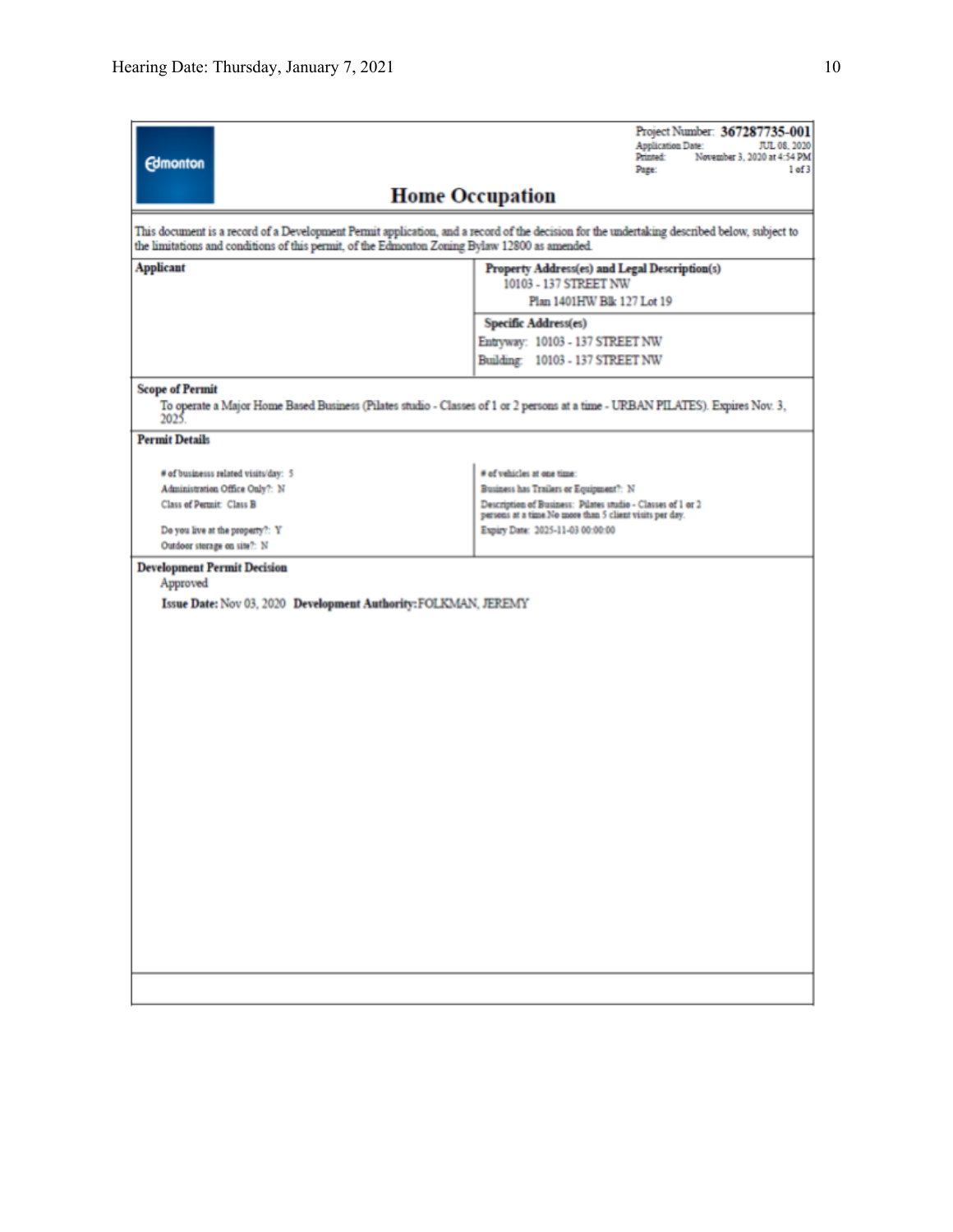Edmonton

Project Number: **367287735-001**
Application Date: JUL 08, 2020
Printed: November 3, 2020 at 4:54 PM
Page: 1 of 3

# Home Occupation

This document is a record of a Development Permit application, and a record of the decision for the undertaking described below, subject to the limitations and conditions of this permit, of the Edmonton Zoning Bylaw 12800 as amended.

| **Applicant** | **Property Address(es) and Legal Description(s)** |
|---|---|
| | 10103 - 137 STREET NW<br>Plan 1401HW Blk 127 Lot 19 |
| | **Specific Address(es)** |
| | Entryway: 10103 - 137 STREET NW<br>Building: 10103 - 137 STREET NW |

**Scope of Permit**

To operate a Major Home Based Business (Pilates studio - Classes of 1 or 2 persons at a time - URBAN PILATES). Expires Nov. 3, 2025.

**Permit Details**

| | |
|---|---|
| # of businesss related visits/day: 5 | # of vehicles at one time: |
| Administration Office Only?: N | Business has Trailers or Equipment?: N |
| Class of Permit: Class B | Description of Business: Pilates studio - Classes of 1 or 2 persons at a time No more than 5 client visits per day. |
| Do you live at the property?: Y | Expiry Date: 2025-11-03 00:00:00 |
| Outdoor storage on site?: N | |

**Development Permit Decision**

Approved

**Issue Date:** Nov 03, 2020 **Development Authority:** FOLKMAN, JEREMY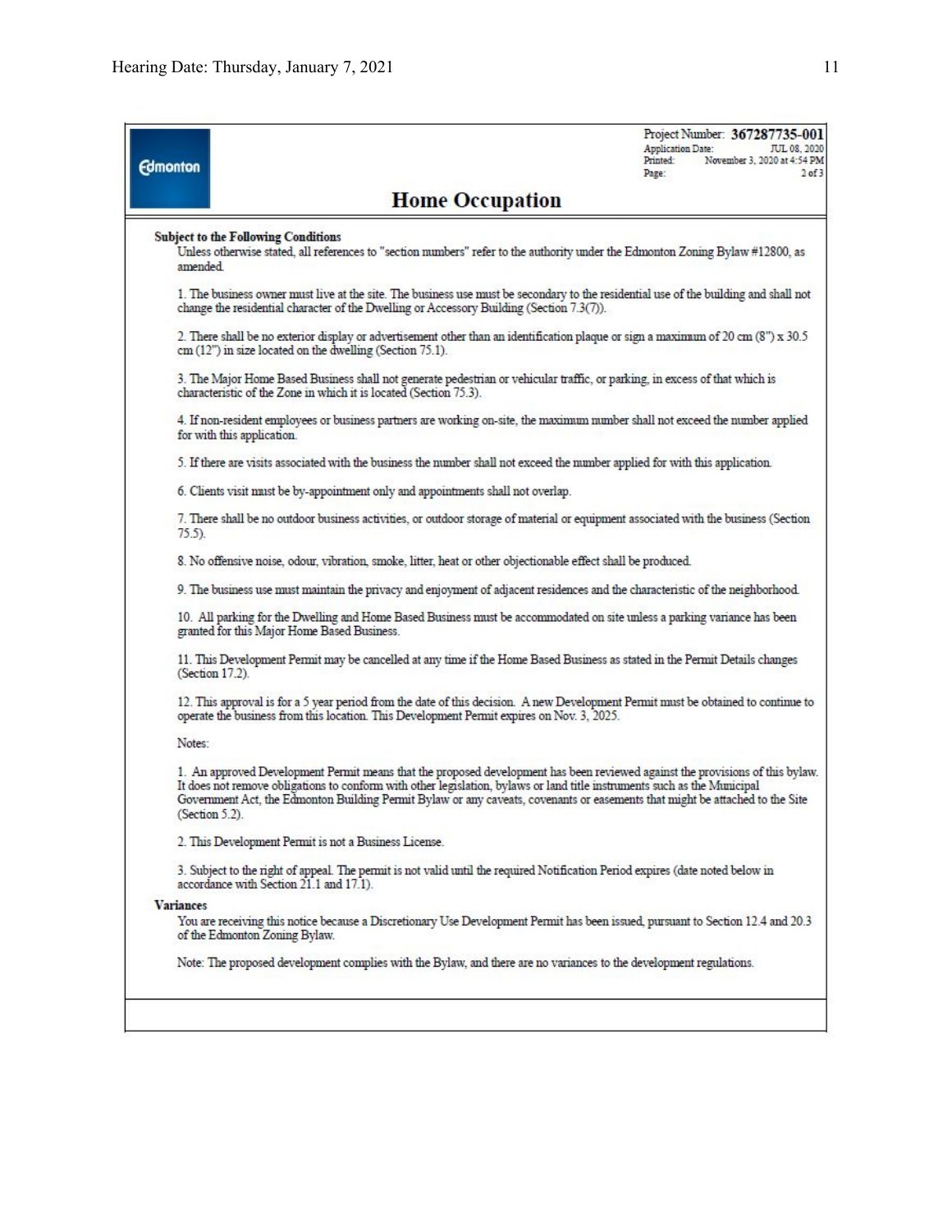Edmonton

Project Number: **367287735-001**
Application Date: JUL 08, 2020
Printed: November 3, 2020 at 4:54 PM
Page: 2 of 3

# Home Occupation

**Subject to the Following Conditions**

Unless otherwise stated, all references to "section numbers" refer to the authority under the Edmonton Zoning Bylaw #12800, as amended.

1. The business owner must live at the site. The business use must be secondary to the residential use of the building and shall not change the residential character of the Dwelling or Accessory Building (Section 7.3(7)).

2. There shall be no exterior display or advertisement other than an identification plaque or sign a maximum of 20 cm (8") x 30.5 cm (12") in size located on the dwelling (Section 75.1).

3. The Major Home Based Business shall not generate pedestrian or vehicular traffic, or parking, in excess of that which is characteristic of the Zone in which it is located (Section 75.3).

4. If non-resident employees or business partners are working on-site, the maximum number shall not exceed the number applied for with this application.

5. If there are visits associated with the business the number shall not exceed the number applied for with this application.

6. Clients visit must be by-appointment only and appointments shall not overlap.

7. There shall be no outdoor business activities, or outdoor storage of material or equipment associated with the business (Section 75.5).

8. No offensive noise, odour, vibration, smoke, litter, heat or other objectionable effect shall be produced.

9. The business use must maintain the privacy and enjoyment of adjacent residences and the characteristic of the neighborhood.

10. All parking for the Dwelling and Home Based Business must be accommodated on site unless a parking variance has been granted for this Major Home Based Business.

11. This Development Permit may be cancelled at any time if the Home Based Business as stated in the Permit Details changes (Section 17.2).

12. This approval is for a 5 year period from the date of this decision. A new Development Permit must be obtained to continue to operate the business from this location. This Development Permit expires on Nov. 3, 2025.

Notes:

1. An approved Development Permit means that the proposed development has been reviewed against the provisions of this bylaw. It does not remove obligations to conform with other legislation, bylaws or land title instruments such as the Municipal Government Act, the Edmonton Building Permit Bylaw or any caveats, covenants or easements that might be attached to the Site (Section 5.2).

2. This Development Permit is not a Business License.

3. Subject to the right of appeal. The permit is not valid until the required Notification Period expires (date noted below in accordance with Section 21.1 and 17.1).

**Variances**

You are receiving this notice because a Discretionary Use Development Permit has been issued, pursuant to Section 12.4 and 20.3 of the Edmonton Zoning Bylaw.

Note: The proposed development complies with the Bylaw, and there are no variances to the development regulations.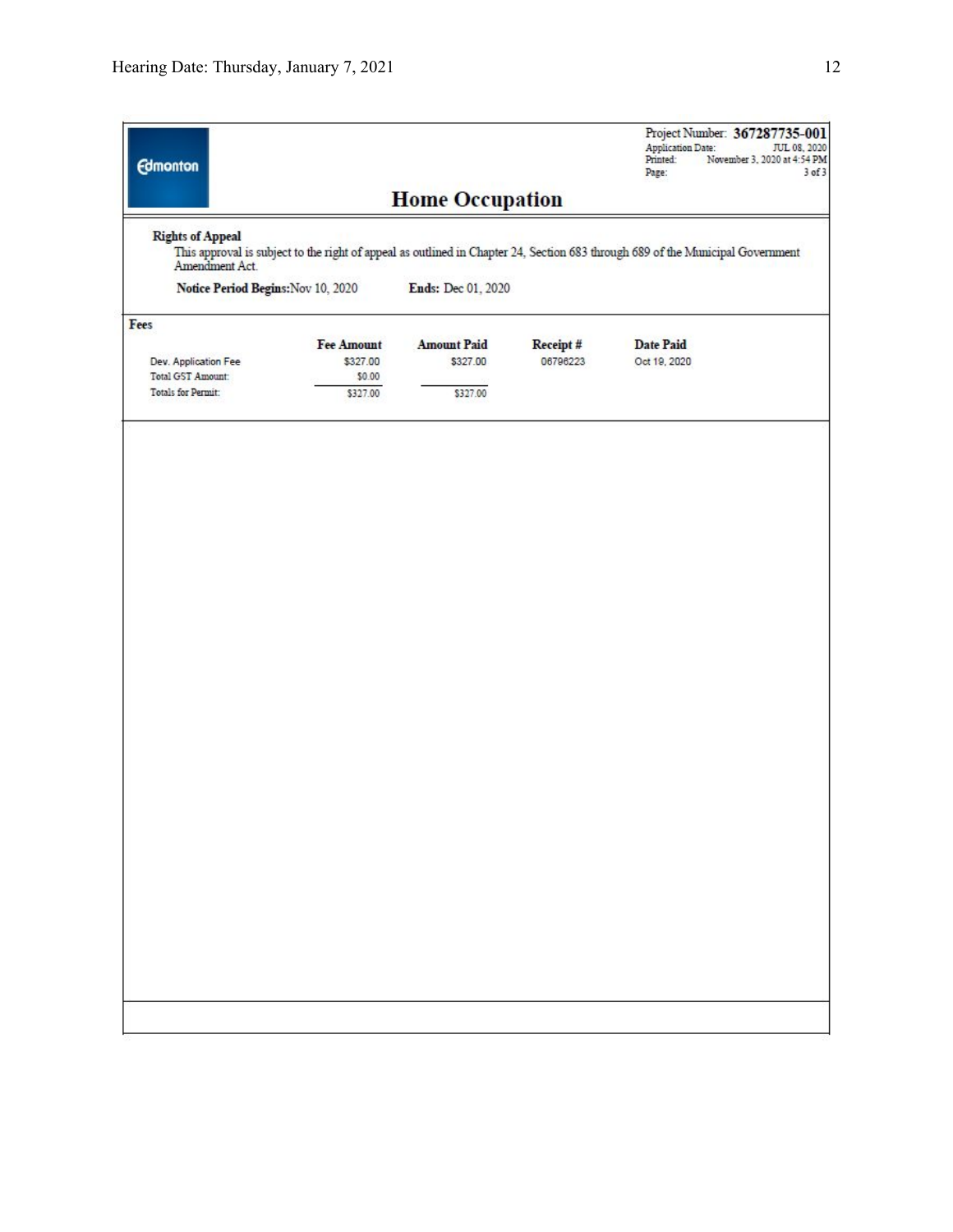Edmonton

Project Number: **367287735-001**
Application Date: JUL 08, 2020
Printed: November 3, 2020 at 4:54 PM
Page: 3 of 3

## Home Occupation

**Rights of Appeal**

This approval is subject to the right of appeal as outlined in Chapter 24, Section 683 through 689 of the Municipal Government Amendment Act.

**Notice Period Begins:** Nov 10, 2020 **Ends:** Dec 01, 2020

**Fees**

| | Fee Amount | Amount Paid | Receipt # | Date Paid |
|---|---|---|---|---|
| Dev. Application Fee | $327.00 | $327.00 | 06796223 | Oct 19, 2020 |
| Total GST Amount: | $0.00 | | | |
| Totals for Permit: | $327.00 | $327.00 | | |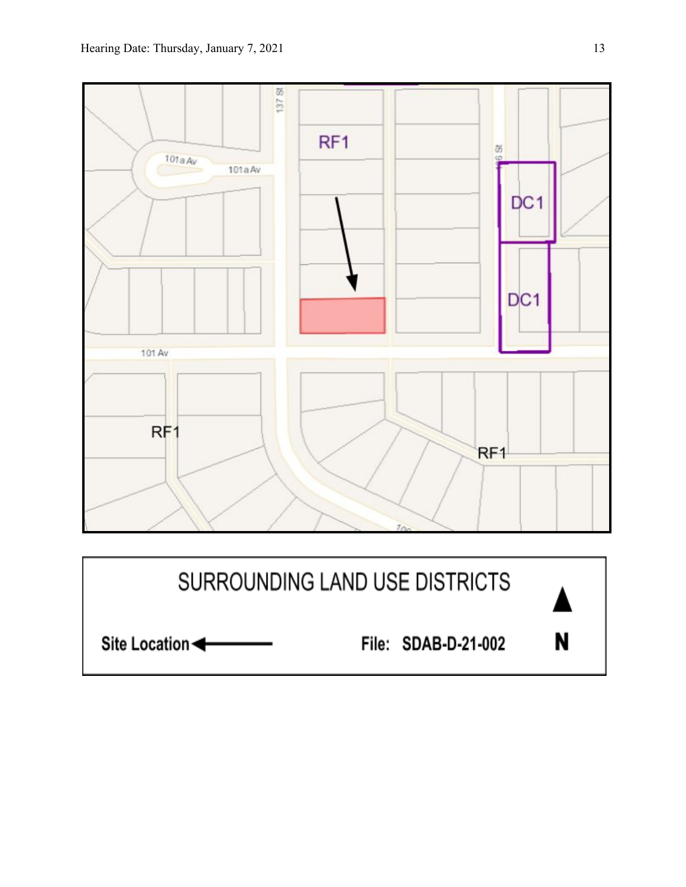RF1

DC1

DC1

RF1

RF1

137 St

101a Av

101a Av

136 St

101 Av

SURROUNDING LAND USE DISTRICTS

Site Location ←

File: SDAB-D-21-002

N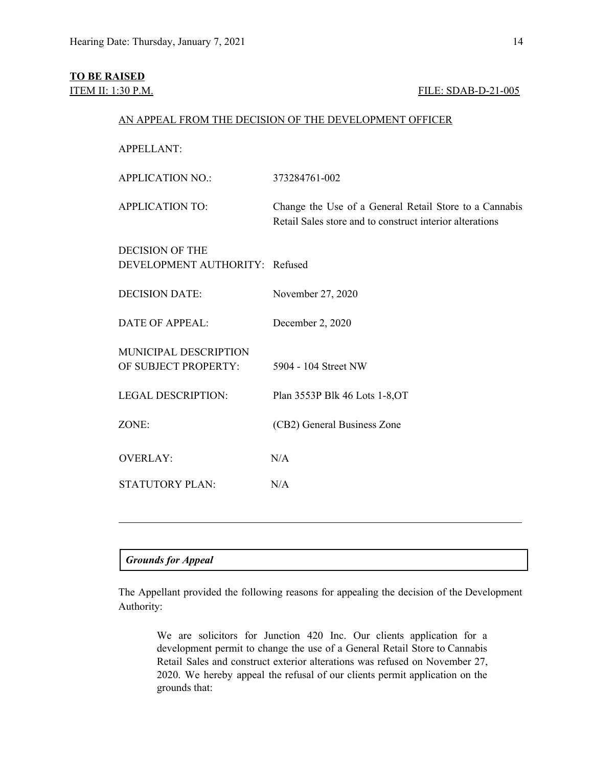**TO BE RAISED**

ITEM II: 1:30 P.M. FILE: SDAB-D-21-005

AN APPEAL FROM THE DECISION OF THE DEVELOPMENT OFFICER

| | |
|---|---|
| APPELLANT: | |
| APPLICATION NO.: | 373284761-002 |
| APPLICATION TO: | Change the Use of a General Retail Store to a Cannabis Retail Sales store and to construct interior alterations |
| DECISION OF THE DEVELOPMENT AUTHORITY: | Refused |
| DECISION DATE: | November 27, 2020 |
| DATE OF APPEAL: | December 2, 2020 |
| MUNICIPAL DESCRIPTION OF SUBJECT PROPERTY: | 5904 - 104 Street NW |
| LEGAL DESCRIPTION: | Plan 3553P Blk 46 Lots 1-8,OT |
| ZONE: | (CB2) General Business Zone |
| OVERLAY: | N/A |
| STATUTORY PLAN: | N/A |

---

***Grounds for Appeal***

The Appellant provided the following reasons for appealing the decision of the Development Authority:

> We are solicitors for Junction 420 Inc. Our clients application for a development permit to change the use of a General Retail Store to Cannabis Retail Sales and construct exterior alterations was refused on November 27, 2020. We hereby appeal the refusal of our clients permit application on the grounds that: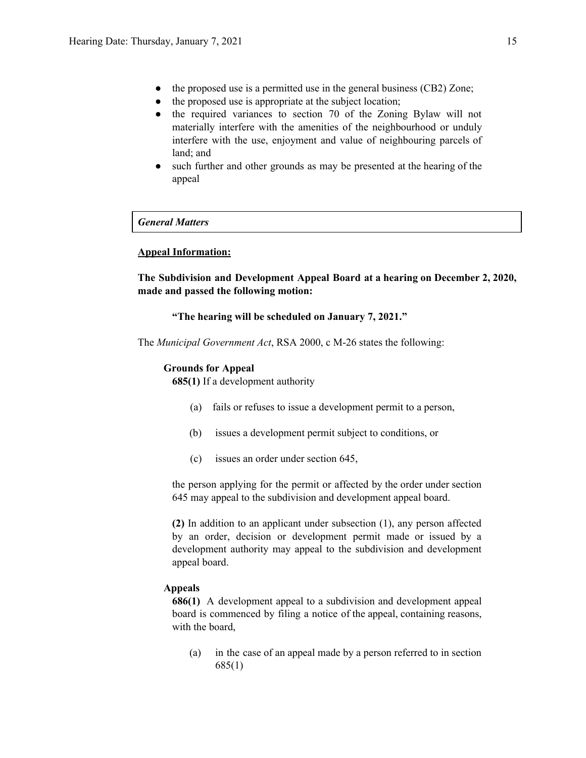- the proposed use is a permitted use in the general business (CB2) Zone;
- the proposed use is appropriate at the subject location;
- the required variances to section 70 of the Zoning Bylaw will not materially interfere with the amenities of the neighbourhood or unduly interfere with the use, enjoyment and value of neighbouring parcels of land; and
- such further and other grounds as may be presented at the hearing of the appeal

***General Matters***

**Appeal Information:**

**The Subdivision and Development Appeal Board at a hearing on December 2, 2020, made and passed the following motion:**

> **"The hearing will be scheduled on January 7, 2021."**

The *Municipal Government Act*, RSA 2000, c M-26 states the following:

> **Grounds for Appeal**
> **685(1)** If a development authority
>
> (a) fails or refuses to issue a development permit to a person,
>
> (b) issues a development permit subject to conditions, or
>
> (c) issues an order under section 645,
>
> the person applying for the permit or affected by the order under section 645 may appeal to the subdivision and development appeal board.
>
> **(2)** In addition to an applicant under subsection (1), any person affected by an order, decision or development permit made or issued by a development authority may appeal to the subdivision and development appeal board.
>
> **Appeals**
> **686(1)** A development appeal to a subdivision and development appeal board is commenced by filing a notice of the appeal, containing reasons, with the board,
>
> (a) in the case of an appeal made by a person referred to in section 685(1)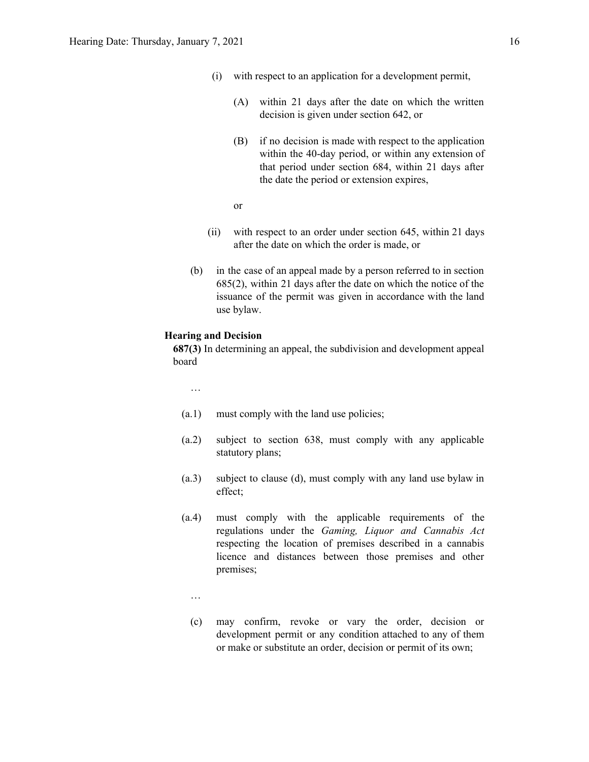(i) with respect to an application for a development permit,

(A) within 21 days after the date on which the written decision is given under section 642, or

(B) if no decision is made with respect to the application within the 40-day period, or within any extension of that period under section 684, within 21 days after the date the period or extension expires,

or

(ii) with respect to an order under section 645, within 21 days after the date on which the order is made, or

(b) in the case of an appeal made by a person referred to in section 685(2), within 21 days after the date on which the notice of the issuance of the permit was given in accordance with the land use bylaw.

**Hearing and Decision**

**687(3)** In determining an appeal, the subdivision and development appeal board

…

(a.1) must comply with the land use policies;

(a.2) subject to section 638, must comply with any applicable statutory plans;

(a.3) subject to clause (d), must comply with any land use bylaw in effect;

(a.4) must comply with the applicable requirements of the regulations under the *Gaming, Liquor and Cannabis Act* respecting the location of premises described in a cannabis licence and distances between those premises and other premises;

…

(c) may confirm, revoke or vary the order, decision or development permit or any condition attached to any of them or make or substitute an order, decision or permit of its own;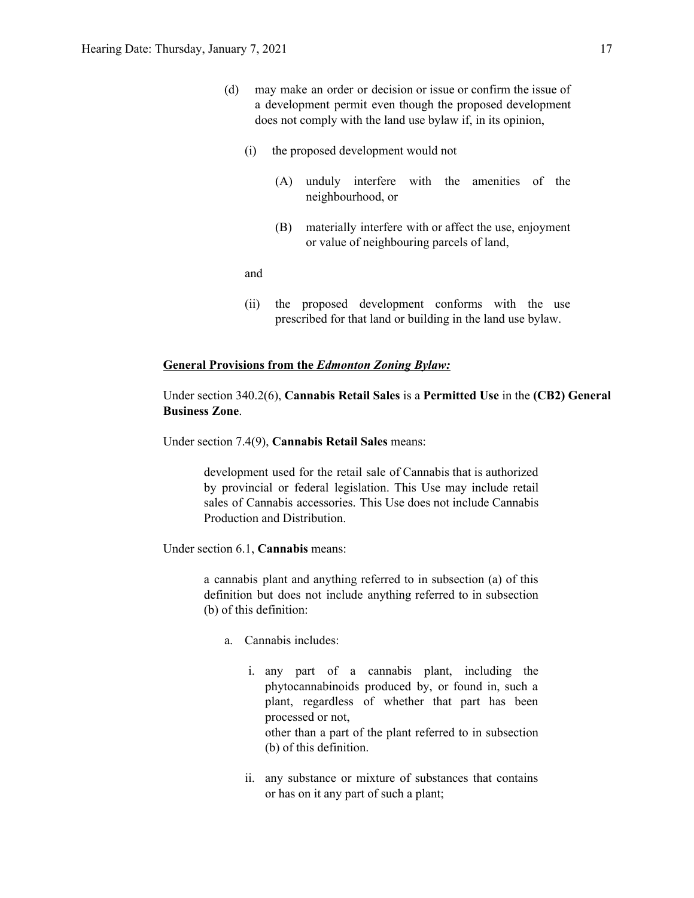(d) may make an order or decision or issue or confirm the issue of a development permit even though the proposed development does not comply with the land use bylaw if, in its opinion,

   (i) the proposed development would not

      (A) unduly interfere with the amenities of the neighbourhood, or

      (B) materially interfere with or affect the use, enjoyment or value of neighbouring parcels of land,

   and

   (ii) the proposed development conforms with the use prescribed for that land or building in the land use bylaw.

**General Provisions from the *Edmonton Zoning Bylaw:***

Under section 340.2(6), **Cannabis Retail Sales** is a **Permitted Use** in the **(CB2) General Business Zone**.

Under section 7.4(9), **Cannabis Retail Sales** means:

> development used for the retail sale of Cannabis that is authorized by provincial or federal legislation. This Use may include retail sales of Cannabis accessories. This Use does not include Cannabis Production and Distribution.

Under section 6.1, **Cannabis** means:

> a cannabis plant and anything referred to in subsection (a) of this definition but does not include anything referred to in subsection (b) of this definition:
>
> a. Cannabis includes:
>
>    i. any part of a cannabis plant, including the phytocannabinoids produced by, or found in, such a plant, regardless of whether that part has been processed or not,
>    other than a part of the plant referred to in subsection (b) of this definition.
>
>    ii. any substance or mixture of substances that contains or has on it any part of such a plant;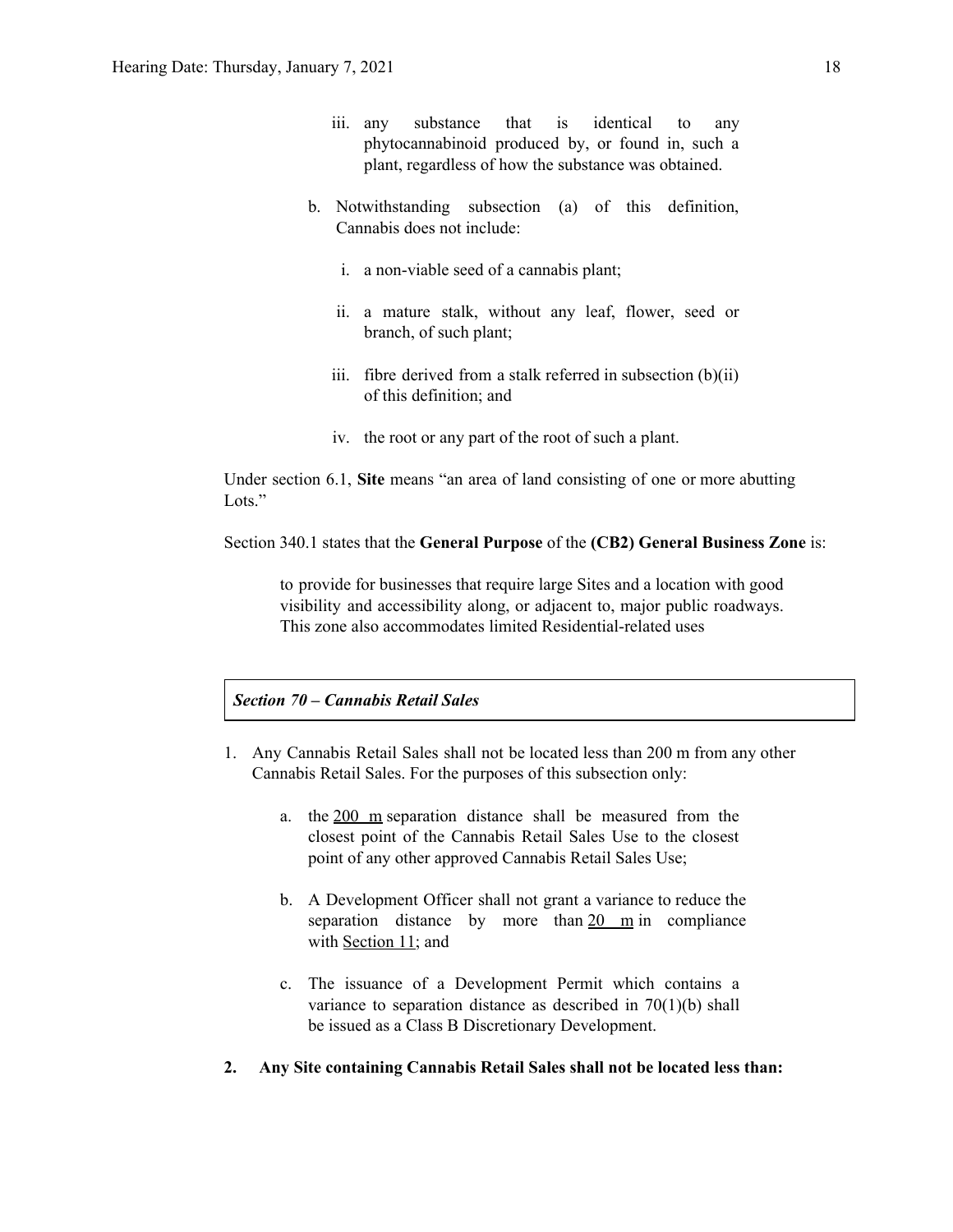iii. any substance that is identical to any phytocannabinoid produced by, or found in, such a plant, regardless of how the substance was obtained.

b. Notwithstanding subsection (a) of this definition, Cannabis does not include:

   i. a non-viable seed of a cannabis plant;

   ii. a mature stalk, without any leaf, flower, seed or branch, of such plant;

   iii. fibre derived from a stalk referred in subsection (b)(ii) of this definition; and

   iv. the root or any part of the root of such a plant.

Under section 6.1, **Site** means "an area of land consisting of one or more abutting Lots."

Section 340.1 states that the **General Purpose** of the **(CB2) General Business Zone** is:

> to provide for businesses that require large Sites and a location with good visibility and accessibility along, or adjacent to, major public roadways. This zone also accommodates limited Residential-related uses

***Section 70 – Cannabis Retail Sales***

1. Any Cannabis Retail Sales shall not be located less than 200 m from any other Cannabis Retail Sales. For the purposes of this subsection only:

   a. the 200 m separation distance shall be measured from the closest point of the Cannabis Retail Sales Use to the closest point of any other approved Cannabis Retail Sales Use;

   b. A Development Officer shall not grant a variance to reduce the separation distance by more than 20 m in compliance with Section 11; and

   c. The issuance of a Development Permit which contains a variance to separation distance as described in 70(1)(b) shall be issued as a Class B Discretionary Development.

2. **Any Site containing Cannabis Retail Sales shall not be located less than:**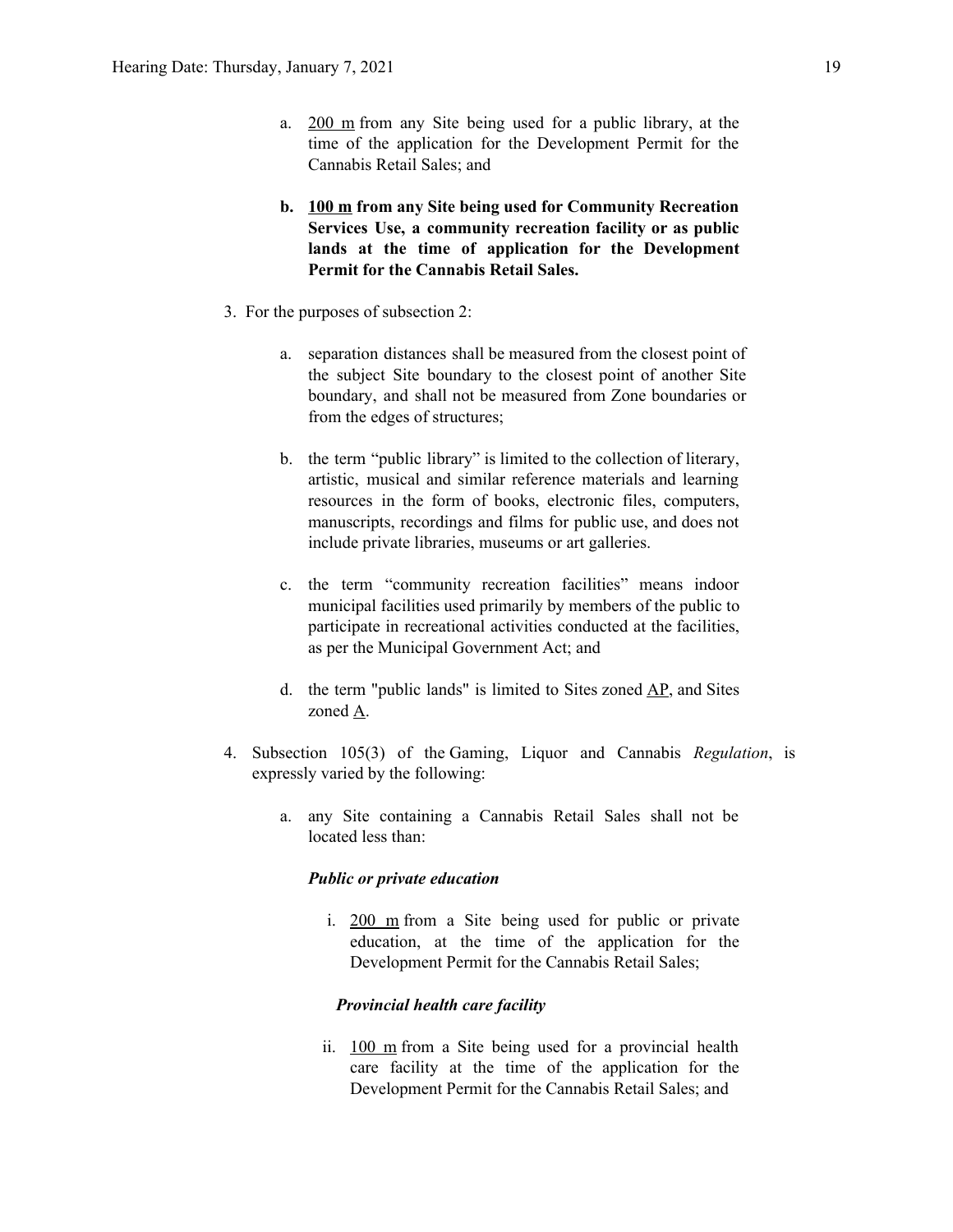a. 200 m from any Site being used for a public library, at the time of the application for the Development Permit for the Cannabis Retail Sales; and

**b. 100 m from any Site being used for Community Recreation Services Use, a community recreation facility or as public lands at the time of application for the Development Permit for the Cannabis Retail Sales.**

3. For the purposes of subsection 2:

   a. separation distances shall be measured from the closest point of the subject Site boundary to the closest point of another Site boundary, and shall not be measured from Zone boundaries or from the edges of structures;

   b. the term "public library" is limited to the collection of literary, artistic, musical and similar reference materials and learning resources in the form of books, electronic files, computers, manuscripts, recordings and films for public use, and does not include private libraries, museums or art galleries.

   c. the term "community recreation facilities" means indoor municipal facilities used primarily by members of the public to participate in recreational activities conducted at the facilities, as per the Municipal Government Act; and

   d. the term "public lands" is limited to Sites zoned AP, and Sites zoned A.

4. Subsection 105(3) of the Gaming, Liquor and Cannabis *Regulation*, is expressly varied by the following:

   a. any Site containing a Cannabis Retail Sales shall not be located less than:

      ***Public or private education***

      i. 200 m from a Site being used for public or private education, at the time of the application for the Development Permit for the Cannabis Retail Sales;

      ***Provincial health care facility***

      ii. 100 m from a Site being used for a provincial health care facility at the time of the application for the Development Permit for the Cannabis Retail Sales; and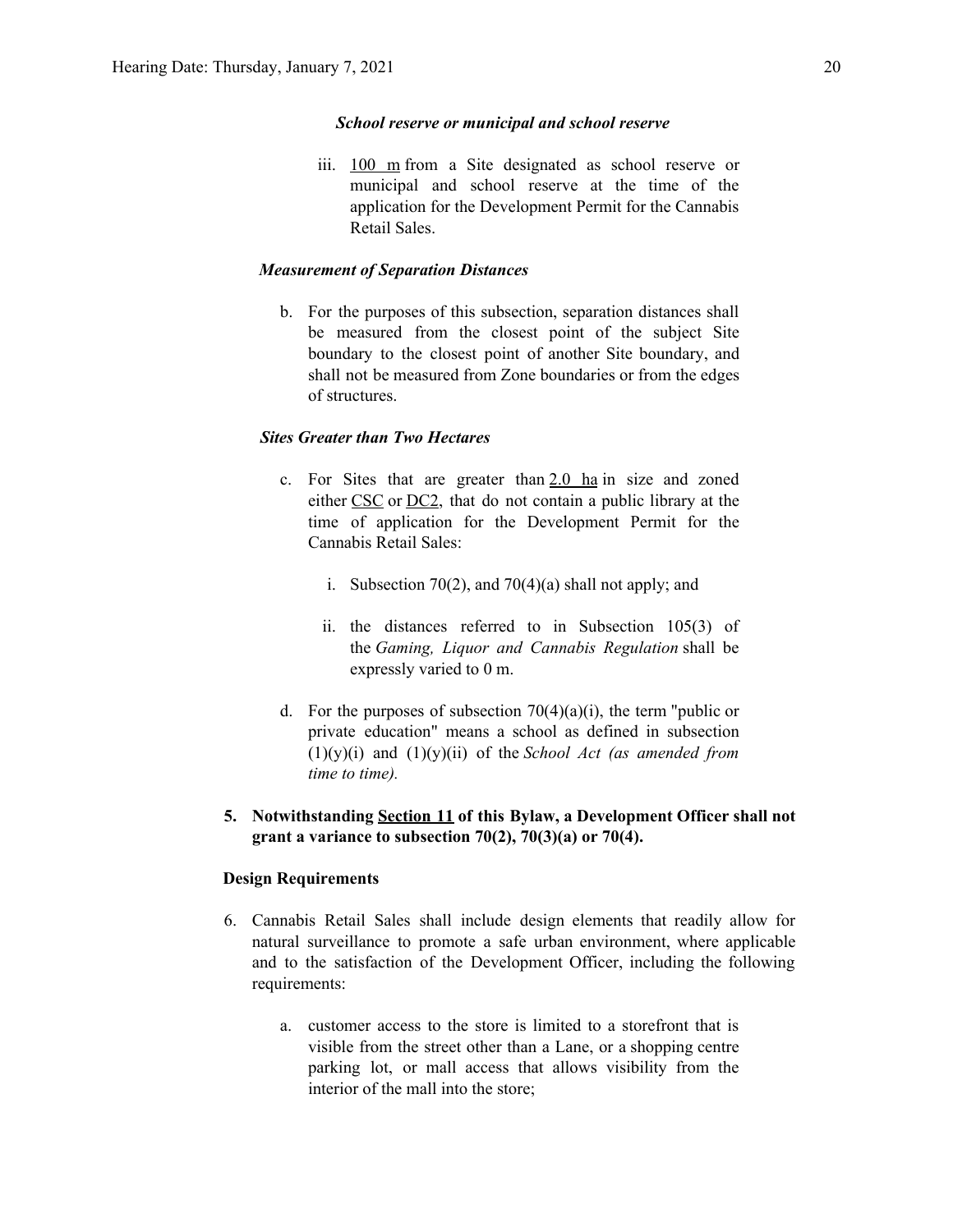*School reserve or municipal and school reserve*

iii. 100 m from a Site designated as school reserve or municipal and school reserve at the time of the application for the Development Permit for the Cannabis Retail Sales.

*Measurement of Separation Distances*

b. For the purposes of this subsection, separation distances shall be measured from the closest point of the subject Site boundary to the closest point of another Site boundary, and shall not be measured from Zone boundaries or from the edges of structures.

*Sites Greater than Two Hectares*

c. For Sites that are greater than 2.0 ha in size and zoned either CSC or DC2, that do not contain a public library at the time of application for the Development Permit for the Cannabis Retail Sales:

   i. Subsection 70(2), and 70(4)(a) shall not apply; and

   ii. the distances referred to in Subsection 105(3) of the *Gaming, Liquor and Cannabis Regulation* shall be expressly varied to 0 m.

d. For the purposes of subsection 70(4)(a)(i), the term "public or private education" means a school as defined in subsection (1)(y)(i) and (1)(y)(ii) of the *School Act (as amended from time to time).*

5. **Notwithstanding Section 11 of this Bylaw, a Development Officer shall not grant a variance to subsection 70(2), 70(3)(a) or 70(4).**

**Design Requirements**

6. Cannabis Retail Sales shall include design elements that readily allow for natural surveillance to promote a safe urban environment, where applicable and to the satisfaction of the Development Officer, including the following requirements:

   a. customer access to the store is limited to a storefront that is visible from the street other than a Lane, or a shopping centre parking lot, or mall access that allows visibility from the interior of the mall into the store;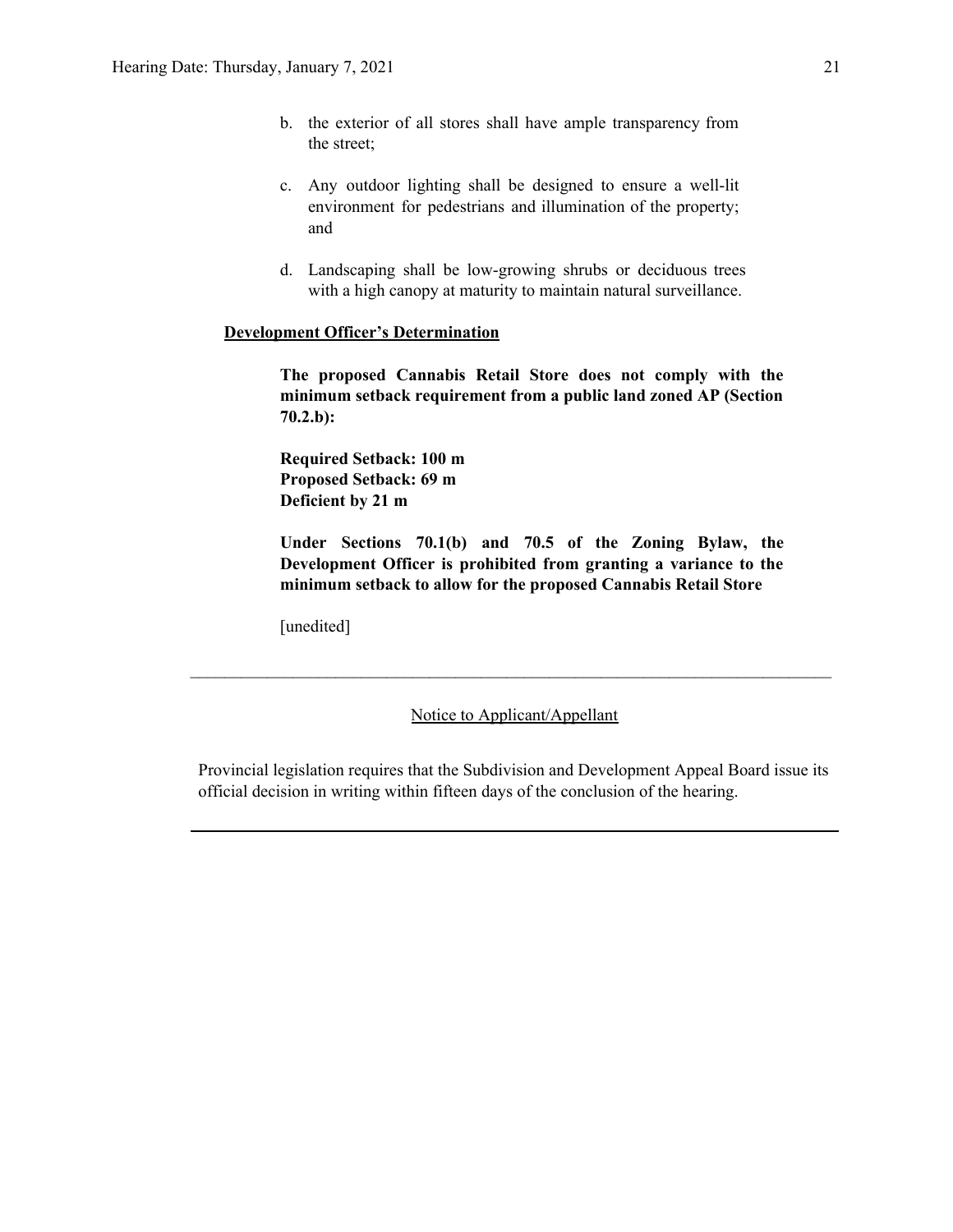b. the exterior of all stores shall have ample transparency from the street;

c. Any outdoor lighting shall be designed to ensure a well-lit environment for pedestrians and illumination of the property; and

d. Landscaping shall be low-growing shrubs or deciduous trees with a high canopy at maturity to maintain natural surveillance.

**Development Officer's Determination**

**The proposed Cannabis Retail Store does not comply with the minimum setback requirement from a public land zoned AP (Section 70.2.b):**

**Required Setback: 100 m**
**Proposed Setback: 69 m**
**Deficient by 21 m**

**Under Sections 70.1(b) and 70.5 of the Zoning Bylaw, the Development Officer is prohibited from granting a variance to the minimum setback to allow for the proposed Cannabis Retail Store**

[unedited]

---

Notice to Applicant/Appellant

Provincial legislation requires that the Subdivision and Development Appeal Board issue its official decision in writing within fifteen days of the conclusion of the hearing.

---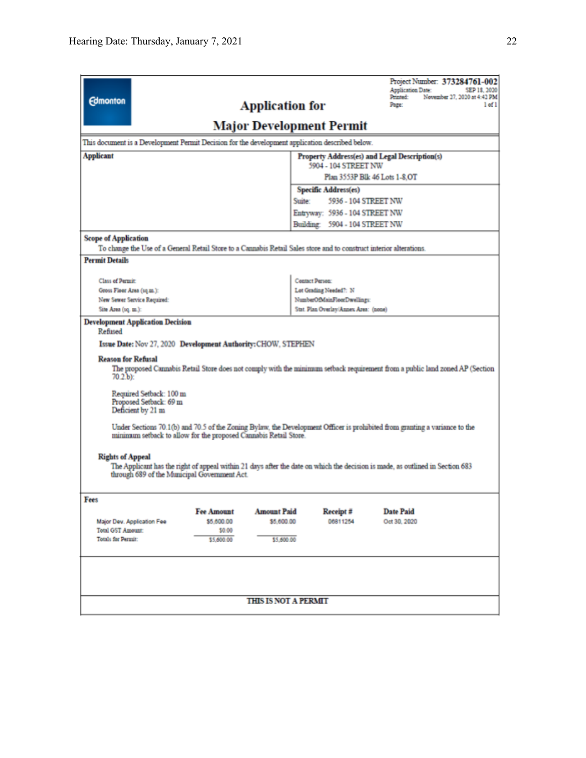Project Number: **373284761-002**
Application Date: SEP 18, 2020
Printed: November 27, 2020 at 4:42 PM
Page: 1 of 1

Edmonton

# Application for
# Major Development Permit

This document is a Development Permit Decision for the development application described below.

| Applicant | Property Address(es) and Legal Description(s) |
|---|---|
| | 5904 - 104 STREET NW<br>Plan 3553P Blk 46 Lots 1-8,OT |
| | **Specific Address(es)**<br>Suite: 5936 - 104 STREET NW<br>Entryway: 5936 - 104 STREET NW<br>Building: 5904 - 104 STREET NW |

**Scope of Application**

To change the Use of a General Retail Store to a Cannabis Retail Sales store and to construct interior alterations.

**Permit Details**

| | |
|---|---|
| Class of Permit: | Contact Person: |
| Gross Floor Area (sq.m.): | Lot Grading Needed?: N |
| New Sewer Service Required: | NumberOfMainFloorDwellings: |
| Site Area (sq. m.): | Stat. Plan Overlay/Annex Area: (none) |

**Development Application Decision**

Refused

**Issue Date:** Nov 27, 2020 **Development Authority:** CHOW, STEPHEN

**Reason for Refusal**

The proposed Cannabis Retail Store does not comply with the minimum setback requirement from a public land zoned AP (Section 70.2.b):

Required Setback: 100 m
Proposed Setback: 69 m
Deficient by 21 m

Under Sections 70.1(b) and 70.5 of the Zoning Bylaw, the Development Officer is prohibited from granting a variance to the minimum setback to allow for the proposed Cannabis Retail Store.

**Rights of Appeal**

The Applicant has the right of appeal within 21 days after the date on which the decision is made, as outlined in Section 683 through 689 of the Municipal Government Act.

**Fees**

| | Fee Amount | Amount Paid | Receipt # | Date Paid |
|---|---|---|---|---|
| Major Dev. Application Fee | $5,600.00 | $5,600.00 | 06811254 | Oct 30, 2020 |
| Total GST Amount: | $0.00 | | | |
| Totals for Permit: | $5,600.00 | $5,600.00 | | |

**THIS IS NOT A PERMIT**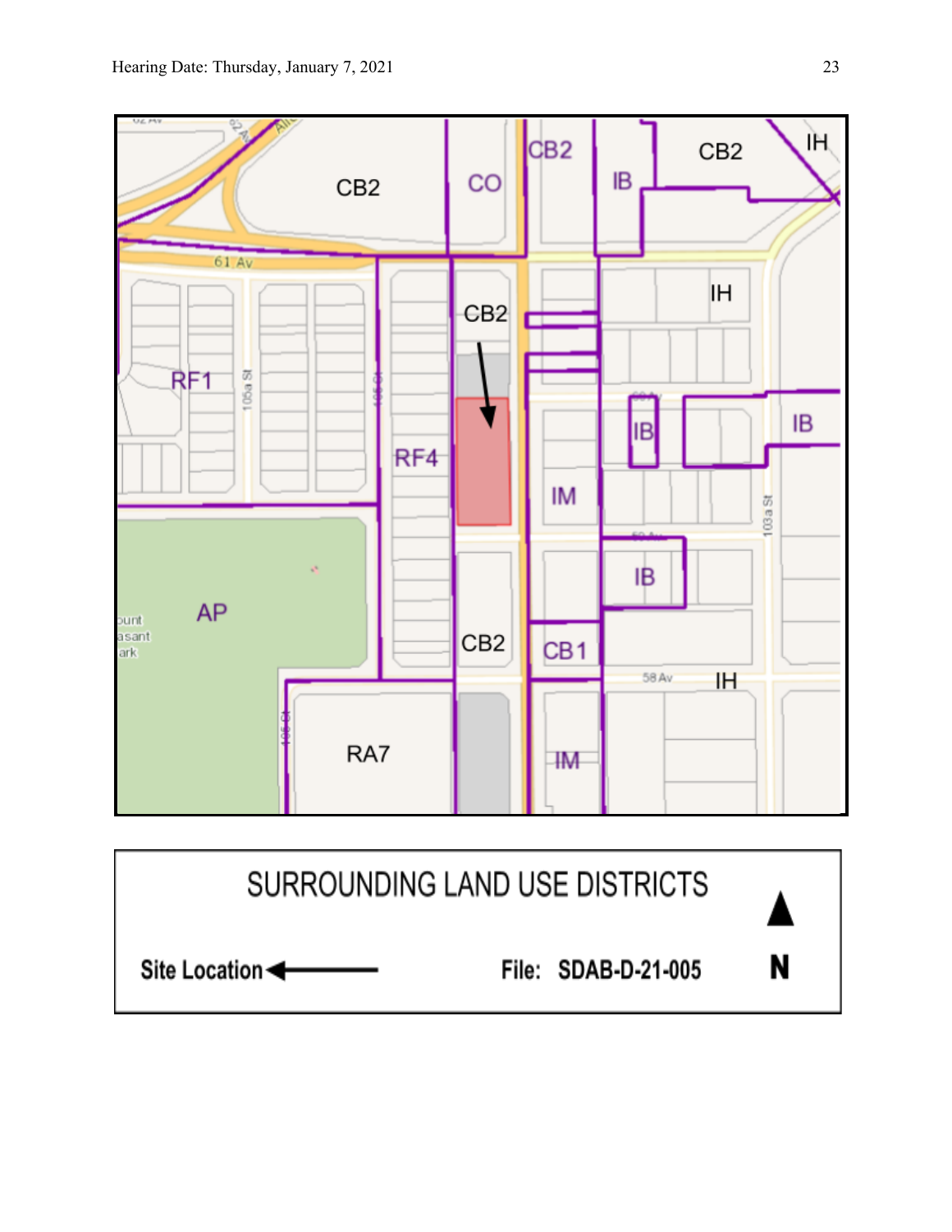CB2

CO

CB2

IB

CB2

IH

61 Av

RF1

105a St

105 St

CB2

IH

RF4

IB

IB

IM

103a St

IB

AP

ount
asant
ark

CB2

CB1

58 Av

IH

RA7

105 St

IM

SURROUNDING LAND USE DISTRICTS

Site Location

File: SDAB-D-21-005

N